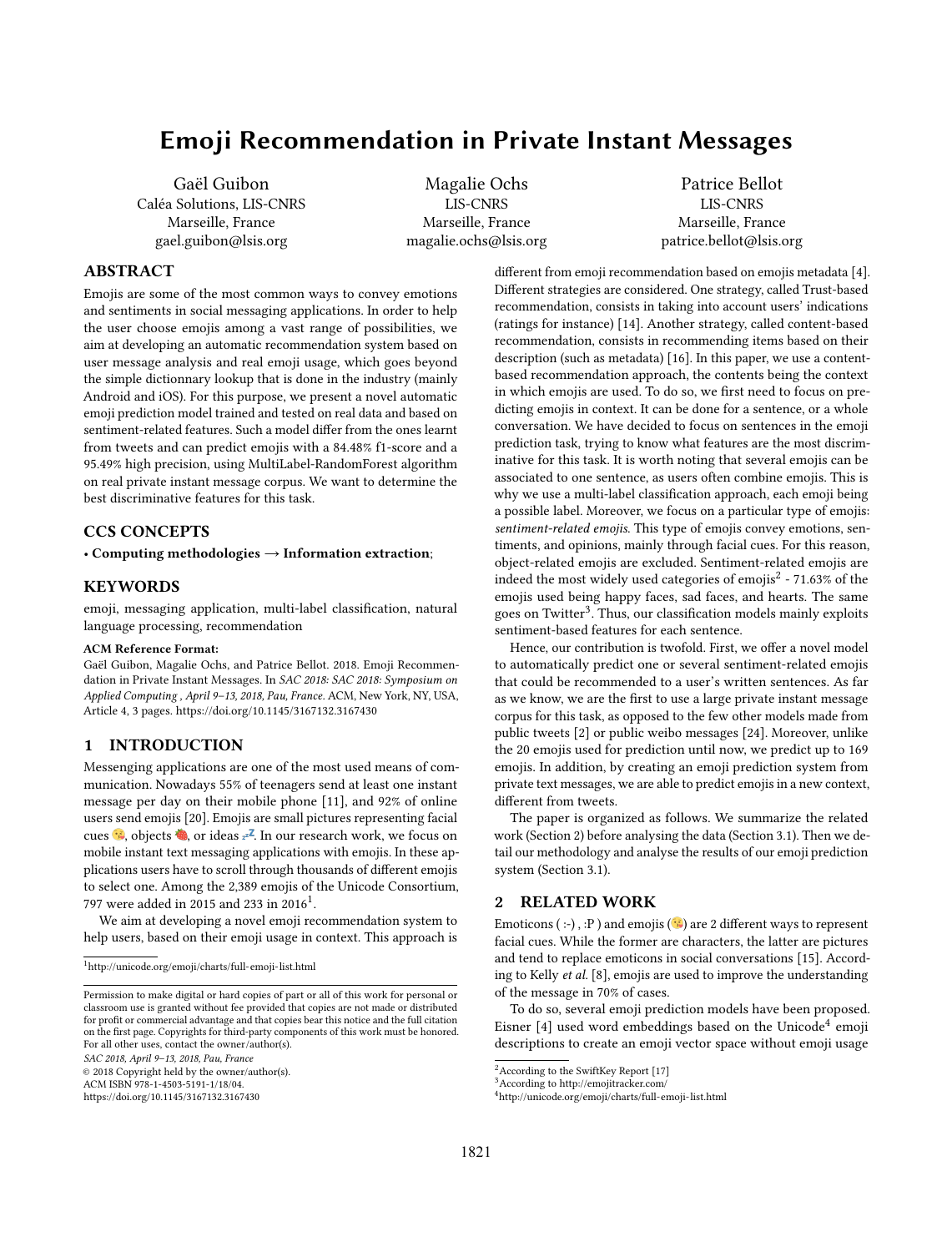# Emoji Recommendation in Private Instant Messages

Gaël Guibon
Caléa Solutions, LIS-CNRS
Marseille, France
gael.guibon@lsis.org

Magalie Ochs
LIS-CNRS
Marseille, France
magalie.ochs@lsis.org

Patrice Bellot
LIS-CNRS
Marseille, France
patrice.bellot@lsis.org

## ABSTRACT

Emojis are some of the most common ways to convey emotions and sentiments in social messaging applications. In order to help the user choose emojis among a vast range of possibilities, we aim at developing an automatic recommendation system based on user message analysis and real emoji usage, which goes beyond the simple dictionary lookup that is done in the industry (mainly Android and iOS). For this purpose, we present a novel automatic emoji prediction model trained and tested on real data and based on sentiment-related features. Such a model differ from the ones learnt from tweets and can predict emojis with a 84.48% f1-score and a 95.49% high precision, using MultiLabel-RandomForest algorithm on real private instant message corpus. We want to determine the best discriminative features for this task.

## CCS CONCEPTS

• **Computing methodologies → Information extraction**;

## KEYWORDS

emoji, messaging application, multi-label classification, natural language processing, recommendation

**ACM Reference Format:**
Gaël Guibon, Magalie Ochs, and Patrice Bellot. 2018. Emoji Recommendation in Private Instant Messages. In *SAC 2018: SAC 2018: Symposium on Applied Computing , April 9–13, 2018, Pau, France.* ACM, New York, NY, USA, Article 4, 3 pages. https://doi.org/10.1145/3167132.3167430

## 1 INTRODUCTION

Messenging applications are one of the most used means of communication. Nowadays 55% of teenagers send at least one instant message per day on their mobile phone [11], and 92% of online users send emojis [20]. Emojis are small pictures representing facial cues 😘, objects 🍓, or ideas 💤. In our research work, we focus on mobile instant text messaging applications with emojis. In these applications users have to scroll through thousands of different emojis to select one. Among the 2,389 emojis of the Unicode Consortium, 797 were added in 2015 and 233 in 2016[1].

We aim at developing a novel emoji recommendation system to help users, based on their emoji usage in context. This approach is different from emoji recommendation based on emojis metadata [4]. Different strategies are considered. One strategy, called Trust-based recommendation, consists in taking into account users' indications (ratings for instance) [14]. Another strategy, called content-based recommendation, consists in recommending items based on their description (such as metadata) [16]. In this paper, we use a content-based recommendation approach, the contents being the context in which emojis are used. To do so, we first need to focus on predicting emojis in context. It can be done for a sentence, or a whole conversation. We have decided to focus on sentences in the emoji prediction task, trying to know what features are the most discriminative for this task. It is worth noting that several emojis can be associated to one sentence, as users often combine emojis. This is why we use a multi-label classification approach, each emoji being a possible label. Moreover, we focus on a particular type of emojis: *sentiment-related emojis*. This type of emojis convey emotions, sentiments, and opinions, mainly through facial cues. For this reason, object-related emojis are excluded. Sentiment-related emojis are indeed the most widely used categories of emojis[2] - 71.63% of the emojis used being happy faces, sad faces, and hearts. The same goes on Twitter[3]. Thus, our classification models mainly exploits sentiment-based features for each sentence.

Hence, our contribution is twofold. First, we offer a novel model to automatically predict one or several sentiment-related emojis that could be recommended to a user's written sentences. As far as we know, we are the first to use a large private instant message corpus for this task, as opposed to the few other models made from public tweets [2] or public weibo messages [24]. Moreover, unlike the 20 emojis used for prediction until now, we predict up to 169 emojis. In addition, by creating an emoji prediction system from private text messages, we are able to predict emojis in a new context, different from tweets.

The paper is organized as follows. We summarize the related work (Section 2) before analysing the data (Section 3.1). Then we detail our methodology and analyse the results of our emoji prediction system (Section 3.1).

## 2 RELATED WORK

Emoticons ( :-) , :P ) and emojis (😘) are 2 different ways to represent facial cues. While the former are characters, the latter are pictures and tend to replace emoticons in social conversations [15]. According to Kelly *et al.* [8], emojis are used to improve the understanding of the message in 70% of cases.

To do so, several emoji prediction models have been proposed. Eisner [4] used word embeddings based on the Unicode[4] emoji descriptions to create an emoji vector space without emoji usage

---

[1] http://unicode.org/emoji/charts/full-emoji-list.html

[2] According to the SwiftKey Report [17]

[3] According to http://emojitracker.com/

[4] http://unicode.org/emoji/charts/full-emoji-list.html

Permission to make digital or hard copies of part or all of this work for personal or classroom use is granted without fee provided that copies are not made or distributed for profit or commercial advantage and that copies bear this notice and the full citation on the first page. Copyrights for third-party components of this work must be honored. For all other uses, contact the owner/author(s).
*SAC 2018, April 9–13, 2018, Pau, France*
© 2018 Copyright held by the owner/author(s).
ACM ISBN 978-1-4503-5191-1/18/04.
https://doi.org/10.1145/3167132.3167430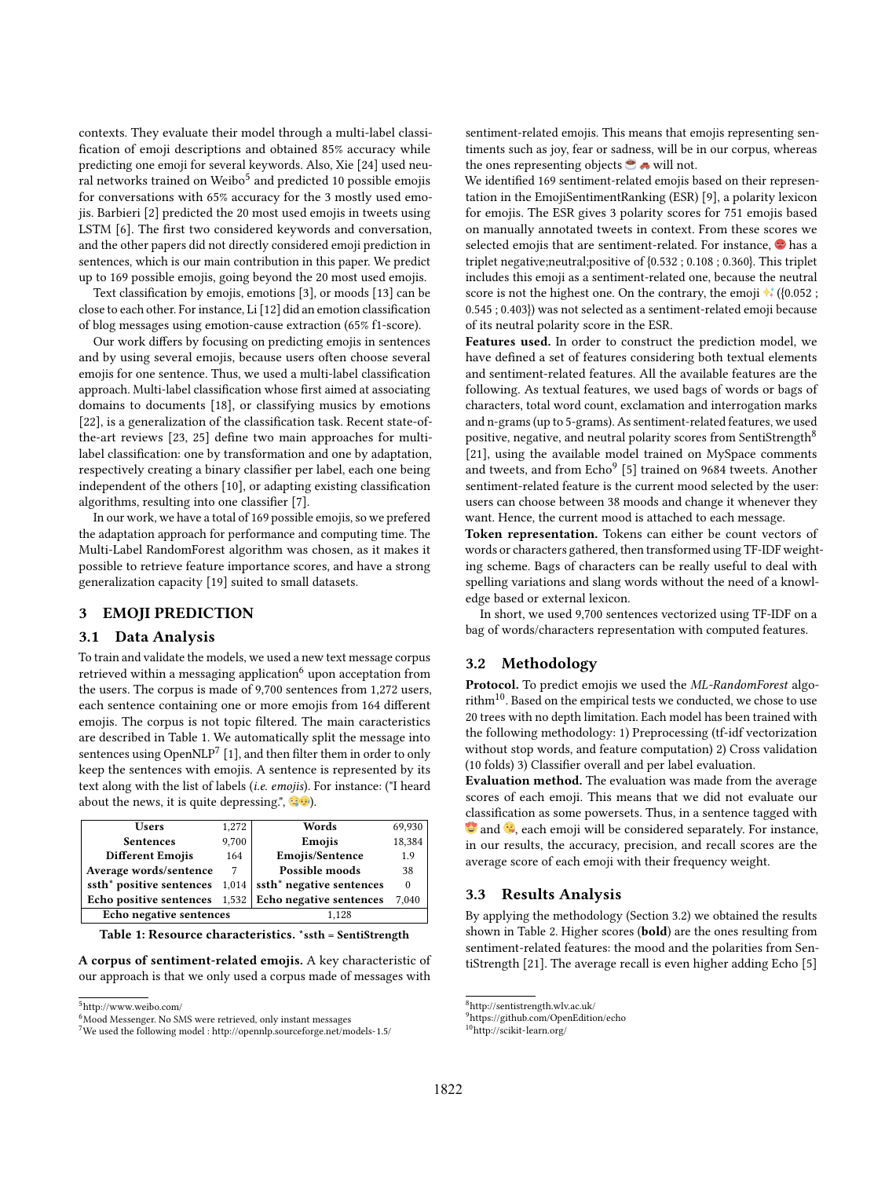contexts. They evaluate their model through a multi-label classification of emoji descriptions and obtained 85% accuracy while predicting one emoji for several keywords. Also, Xie [24] used neural networks trained on Weibo[5] and predicted 10 possible emojis for conversations with 65% accuracy for the 3 mostly used emojis. Barbieri [2] predicted the 20 most used emojis in tweets using LSTM [6]. The first two considered keywords and conversation, and the other papers did not directly considered emoji prediction in sentences, which is our main contribution in this paper. We predict up to 169 possible emojis, going beyond the 20 most used emojis.

Text classification by emojis, emotions [3], or moods [13] can be close to each other. For instance, Li [12] did an emotion classification of blog messages using emotion-cause extraction (65% f1-score).

Our work differs by focusing on predicting emojis in sentences and by using several emojis, because users often choose several emojis for one sentence. Thus, we used a multi-label classification approach. Multi-label classification whose first aimed at associating domains to documents [18], or classifying musics by emotions [22], is a generalization of the classification task. Recent state-of-the-art reviews [23, 25] define two main approaches for multi-label classification: one by transformation and one by adaptation, respectively creating a binary classifier per label, each one being independent of the others [10], or adapting existing classification algorithms, resulting into one classifier [7].

In our work, we have a total of 169 possible emojis, so we prefered the adaptation approach for performance and computing time. The Multi-Label RandomForest algorithm was chosen, as it makes it possible to retrieve feature importance scores, and have a strong generalization capacity [19] suited to small datasets.

## 3 EMOJI PREDICTION

### 3.1 Data Analysis

To train and validate the models, we used a new text message corpus retrieved within a messaging application[6] upon acceptation from the users. The corpus is made of 9,700 sentences from 1,272 users, each sentence containing one or more emojis from 164 different emojis. The corpus is not topic filtered. The main caracteristics are described in Table 1. We automatically split the message into sentences using OpenNLP[7] [1], and then filter them in order to only keep the sentences with emojis. A sentence is represented by its text along with the list of labels (*i.e. emojis*). For instance: ("I heard about the news, it is quite depressing.", 😓😟).

| Users | 1,272 | Words | 69,930 |
|---|---|---|---|
| Sentences | 9,700 | Emojis | 18,384 |
| Different Emojis | 164 | Emojis/Sentence | 1.9 |
| Average words/sentence | 7 | Possible moods | 38 |
| ssth* positive sentences | 1,014 | ssth* negative sentences | 0 |
| Echo positive sentences | 1,532 | Echo negative sentences | 7,040 |
| Echo negative sentences | 1,128 | | |

**Table 1: Resource characteristics. *ssth = SentiStrength**

**A corpus of sentiment-related emojis.** A key characteristic of our approach is that we only used a corpus made of messages with sentiment-related emojis. This means that emojis representing sentiments such as joy, fear or sadness, will be in our corpus, whereas the ones representing objects ☕ 🚗 will not.

We identified 169 sentiment-related emojis based on their representation in the EmojiSentimentRanking (ESR) [9], a polarity lexicon for emojis. The ESR gives 3 polarity scores for 751 emojis based on manually annotated tweets in context. From these scores we selected emojis that are sentiment-related. For instance, 😡 has a triplet negative;neutral;positive of {0.532 ; 0.108 ; 0.360}. This triplet includes this emoji as a sentiment-related one, because the neutral score is not the highest one. On the contrary, the emoji ✨ ({0.052 ; 0.545 ; 0.403}) was not selected as a sentiment-related emoji because of its neutral polarity score in the ESR.

**Features used.** In order to construct the prediction model, we have defined a set of features considering both textual elements and sentiment-related features. All the available features are the following. As textual features, we used bags of words or bags of characters, total word count, exclamation and interrogation marks and n-grams (up to 5-grams). As sentiment-related features, we used positive, negative, and neutral polarity scores from SentiStrength[8] [21], using the available model trained on MySpace comments and tweets, and from Echo[9] [5] trained on 9684 tweets. Another sentiment-related feature is the current mood selected by the user: users can choose between 38 moods and change it whenever they want. Hence, the current mood is attached to each message.

**Token representation.** Tokens can either be count vectors of words or characters gathered, then transformed using TF-IDF weighting scheme. Bags of characters can be really useful to deal with spelling variations and slang words without the need of a knowledge based or external lexicon.

In short, we used 9,700 sentences vectorized using TF-IDF on a bag of words/characters representation with computed features.

### 3.2 Methodology

**Protocol.** To predict emojis we used the *ML-RandomForest* algorithm[10]. Based on the empirical tests we conducted, we chose to use 20 trees with no depth limitation. Each model has been trained with the following methodology: 1) Preprocessing (tf-idf vectorization without stop words, and feature computation) 2) Cross validation (10 folds) 3) Classifier overall and per label evaluation.

**Evaluation method.** The evaluation was made from the average scores of each emoji. This means that we did not evaluate our classification as some powersets. Thus, in a sentence tagged with 😍 and 😘, each emoji will be considered separately. For instance, in our results, the accuracy, precision, and recall scores are the average score of each emoji with their frequency weight.

### 3.3 Results Analysis

By applying the methodology (Section 3.2) we obtained the results shown in Table 2. Higher scores (**bold**) are the ones resulting from sentiment-related features: the mood and the polarities from SentiStrength [21]. The average recall is even higher adding Echo [5]

[5] http://www.weibo.com/

[6] Mood Messenger. No SMS were retrieved, only instant messages

[7] We used the following model : http://opennlp.sourceforge.net/models-1.5/

[8] http://sentistrength.wlv.ac.uk/

[9] https://github.com/OpenEdition/echo

[10] http://scikit-learn.org/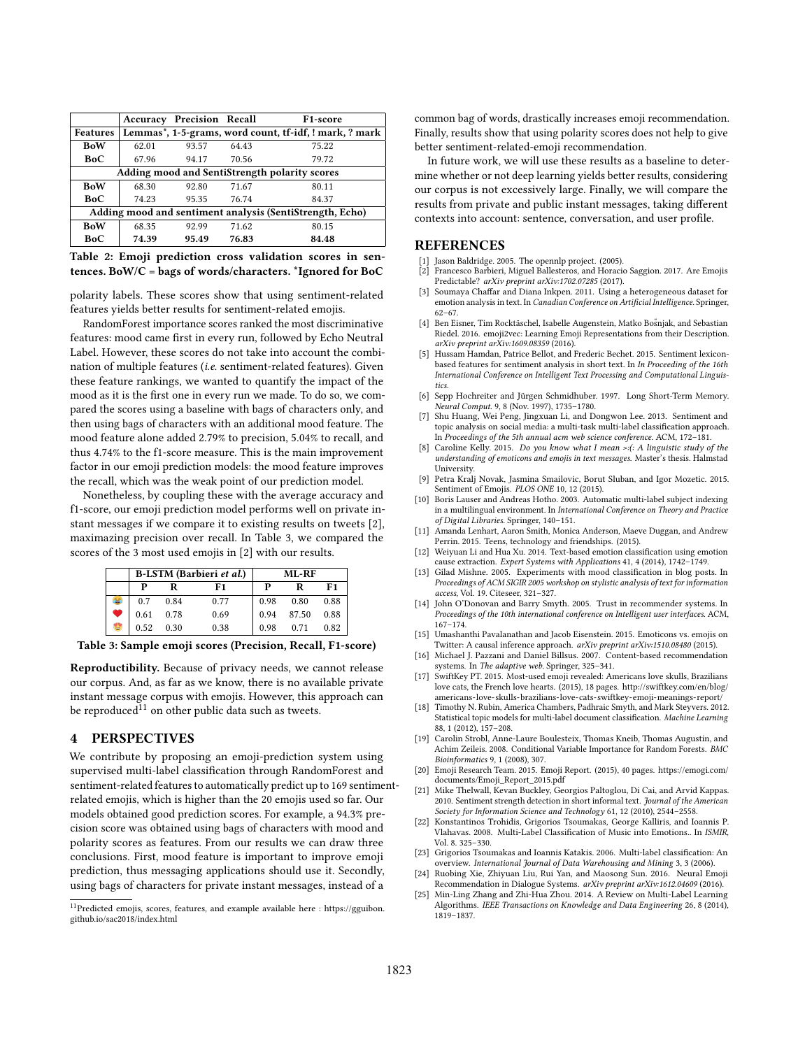| | Accuracy | Precision | Recall | F1-score |
|---|---|---|---|---|
| **Features** | Lemmas*, 1-5-grams, word count, tf-idf, ! mark, ? mark | | | |
| **BoW** | 62.01 | 93.57 | 64.43 | 75.22 |
| **BoC** | 67.96 | 94.17 | 70.56 | 79.72 |
| **Adding mood and SentiStrength polarity scores** | | | | |
| **BoW** | 68.30 | 92.80 | 71.67 | 80.11 |
| **BoC** | 74.23 | 95.35 | 76.74 | 84.37 |
| **Adding mood and sentiment analysis (SentiStrength, Echo)** | | | | |
| **BoW** | 68.35 | 92.99 | 71.62 | 80.15 |
| **BoC** | **74.39** | **95.49** | **76.83** | **84.48** |

**Table 2: Emoji prediction cross validation scores in sentences. BoW/C = bags of words/characters. *Ignored for BoC**

polarity labels. These scores show that using sentiment-related features yields better results for sentiment-related emojis.

RandomForest importance scores ranked the most discriminative features: mood came first in every run, followed by Echo Neutral Label. However, these scores do not take into account the combination of multiple features (*i.e.* sentiment-related features). Given these feature rankings, we wanted to quantify the impact of the mood as it is the first one in every run we made. To do so, we compared the scores using a baseline with bags of characters only, and then using bags of characters with an additional mood feature. The mood feature alone added 2.79% to precision, 5.04% to recall, and thus 4.74% to the f1-score measure. This is the main improvement factor in our emoji prediction models: the mood feature improves the recall, which was the weak point of our prediction model.

Nonetheless, by coupling these with the average accuracy and f1-score, our emoji prediction model performs well on private instant messages if we compare it to existing results on tweets [2], maximazing precision over recall. In Table 3, we compared the scores of the 3 most used emojis in [2] with our results.

| | B-LSTM (Barbieri *et al.*) | | | ML-RF | | |
|---|---|---|---|---|---|---|
| | **P** | **R** | **F1** | **P** | **R** | **F1** |
| 😂 | 0.7 | 0.84 | 0.77 | 0.98 | 0.80 | 0.88 |
| ❤️ | 0.61 | 0.78 | 0.69 | 0.94 | 87.50 | 0.88 |
| 😍 | 0.52 | 0.30 | 0.38 | 0.98 | 0.71 | 0.82 |

**Table 3: Sample emoji scores (Precision, Recall, F1-score)**

**Reproductibility.** Because of privacy needs, we cannot release our corpus. And, as far as we know, there is no available private instant message corpus with emojis. However, this approach can be reproduced[11] on other public data such as tweets.

## 4 PERSPECTIVES

We contribute by proposing an emoji-prediction system using supervised multi-label classification through RandomForest and sentiment-related features to automatically predict up to 169 sentiment-related emojis, which is higher than the 20 emojis used so far. Our models obtained good prediction scores. For example, a 94.3% precision score was obtained using bags of characters with mood and polarity scores as features. From our results we can draw three conclusions. First, mood feature is important to improve emoji prediction, thus messaging applications should use it. Secondly, using bags of characters for private instant messages, instead of a common bag of words, drastically increases emoji recommendation. Finally, results show that using polarity scores does not help to give better sentiment-related-emoji recommendation.

In future work, we will use these results as a baseline to determine whether or not deep learning yields better results, considering our corpus is not excessively large. Finally, we will compare the results from private and public instant messages, taking different contexts into account: sentence, conversation, and user profile.

[11] Predicted emojis, scores, features, and example available here : https://gguibon.github.io/sac2018/index.html

## REFERENCES

[1] Jason Baldridge. 2005. The opennlp project. (2005).
[2] Francesco Barbieri, Miguel Ballesteros, and Horacio Saggion. 2017. Are Emojis Predictable? *arXiv preprint arXiv:1702.07285* (2017).
[3] Soumaya Chaffar and Diana Inkpen. 2011. Using a heterogeneous dataset for emotion analysis in text. In *Canadian Conference on Artificial Intelligence*. Springer, 62–67.
[4] Ben Eisner, Tim Rocktäschel, Isabelle Augenstein, Matko Bošnjak, and Sebastian Riedel. 2016. emoji2vec: Learning Emoji Representations from their Description. *arXiv preprint arXiv:1609.08359* (2016).
[5] Hussam Hamdan, Patrice Bellot, and Frederic Bechet. 2015. Sentiment lexicon-based features for sentiment analysis in short text. In *In Proceeding of the 16th International Conference on Intelligent Text Processing and Computational Linguistics*.
[6] Sepp Hochreiter and Jürgen Schmidhuber. 1997. Long Short-Term Memory. *Neural Comput.* 9, 8 (Nov. 1997), 1735–1780.
[7] Shu Huang, Wei Peng, Jingxuan Li, and Dongwon Lee. 2013. Sentiment and topic analysis on social media: a multi-task multi-label classification approach. In *Proceedings of the 5th annual acm web science conference*. ACM, 172–181.
[8] Caroline Kelly. 2015. *Do you know what I mean >:(: A linguistic study of the understanding of emoticons and emojis in text messages.* Master's thesis. Halmstad University.
[9] Petra Kralj Novak, Jasmina Smailovic, Borut Sluban, and Igor Mozetic. 2015. Sentiment of Emojis. *PLOS ONE* 10, 12 (2015).
[10] Boris Lauser and Andreas Hotho. 2003. Automatic multi-label subject indexing in a multilingual environment. In *International Conference on Theory and Practice of Digital Libraries*. Springer, 140–151.
[11] Amanda Lenhart, Aaron Smith, Monica Anderson, Maeve Duggan, and Andrew Perrin. 2015. Teens, technology and friendships. (2015).
[12] Weiyuan Li and Hua Xu. 2014. Text-based emotion classification using emotion cause extraction. *Expert Systems with Applications* 41, 4 (2014), 1742–1749.
[13] Gilad Mishne. 2005. Experiments with mood classification in blog posts. In *Proceedings of ACM SIGIR 2005 workshop on stylistic analysis of text for information access*, Vol. 19. Citeseer, 321–327.
[14] John O'Donovan and Barry Smyth. 2005. Trust in recommender systems. In *Proceedings of the 10th international conference on Intelligent user interfaces*. ACM, 167–174.
[15] Umashanthi Pavalanathan and Jacob Eisenstein. 2015. Emoticons vs. emojis on Twitter: A causal inference approach. *arXiv preprint arXiv:1510.08480* (2015).
[16] Michael J. Pazzani and Daniel Billsus. 2007. Content-based recommendation systems. In *The adaptive web*. Springer, 325–341.
[17] SwiftKey PT. 2015. Most-used emoji revealed: Americans love skulls, Brazilians love cats, the French love hearts. (2015), 18 pages. http://swiftkey.com/en/blog/americans-love-skulls-brazilians-love-cats-swiftkey-emoji-meanings-report/
[18] Timothy N. Rubin, America Chambers, Padhraic Smyth, and Mark Steyvers. 2012. Statistical topic models for multi-label document classification. *Machine Learning* 88, 1 (2012), 157–208.
[19] Carolin Strobl, Anne-Laure Boulesteix, Thomas Kneib, Thomas Augustin, and Achim Zeileis. 2008. Conditional Variable Importance for Random Forests. *BMC Bioinformatics* 9, 1 (2008), 307.
[20] Emoji Research Team. 2015. Emoji Report. (2015), 40 pages. https://emogi.com/documents/Emoji_Report_2015.pdf
[21] Mike Thelwall, Kevan Buckley, Georgios Paltoglou, Di Cai, and Arvid Kappas. 2010. Sentiment strength detection in short informal text. *Journal of the American Society for Information Science and Technology* 61, 12 (2010), 2544–2558.
[22] Konstantinos Trohidis, Grigorios Tsoumakas, George Kalliris, and Ioannis P. Vlahavas. 2008. Multi-Label Classification of Music into Emotions.. In *ISMIR*, Vol. 8. 325–330.
[23] Grigorios Tsoumakas and Ioannis Katakis. 2006. Multi-label classification: An overview. *International Journal of Data Warehousing and Mining* 3, 3 (2006).
[24] Ruobing Xie, Zhiyuan Liu, Rui Yan, and Maosong Sun. 2016. Neural Emoji Recommendation in Dialogue Systems. *arXiv preprint arXiv:1612.04609* (2016).
[25] Min-Ling Zhang and Zhi-Hua Zhou. 2014. A Review on Multi-Label Learning Algorithms. *IEEE Transactions on Knowledge and Data Engineering* 26, 8 (2014), 1819–1837.